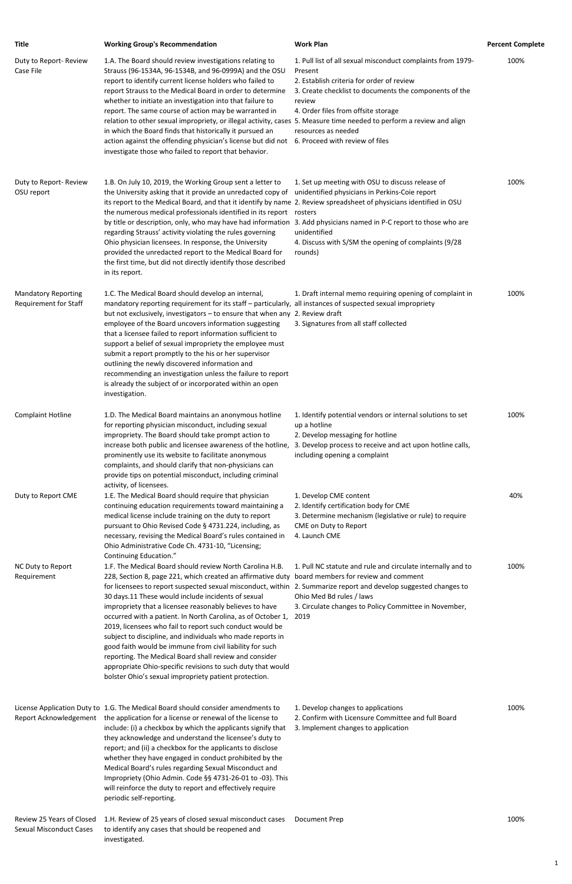| Title | Working Group's Recommendation | Work Plan | Percent Complete |
| --- | --- | --- | --- |
| Duty to Report- Review Case File | 1.A. The Board should review investigations relating to Strauss (96-1534A, 96-1534B, and 96-0999A) and the OSU report to identify current license holders who failed to report Strauss to the Medical Board in order to determine whether to initiate an investigation into that failure to report. The same course of action may be warranted in relation to other sexual impropriety, or illegal activity, cases in which the Board finds that historically it pursued an action against the offending physician's license but did not investigate those who failed to report that behavior. | 1. Pull list of all sexual misconduct complaints from 1979-Present<br>2. Establish criteria for order of review<br>3. Create checklist to documents the components of the review<br>4. Order files from offsite storage<br>5. Measure time needed to perform a review and align resources as needed<br>6. Proceed with review of files | 100% |
| Duty to Report- Review OSU report | 1.B. On July 10, 2019, the Working Group sent a letter to the University asking that it provide an unredacted copy of its report to the Medical Board, and that it identify by name the numerous medical professionals identified in its report by title or description, only, who may have had information regarding Strauss' activity violating the rules governing Ohio physician licensees. In response, the University provided the unredacted report to the Medical Board for the first time, but did not directly identify those described in its report. | 1. Set up meeting with OSU to discuss release of unidentified physicians in Perkins-Coie report<br>2. Review spreadsheet of physicians identified in OSU rosters<br>3. Add physicians named in P-C report to those who are unidentified<br>4. Discuss with S/SM the opening of complaints (9/28 rounds) | 100% |
| Mandatory Reporting Requirement for Staff | 1.C. The Medical Board should develop an internal, mandatory reporting requirement for its staff – particularly, but not exclusively, investigators – to ensure that when any employee of the Board uncovers information suggesting that a licensee failed to report information sufficient to support a belief of sexual impropriety the employee must submit a report promptly to the his or her supervisor outlining the newly discovered information and recommending an investigation unless the failure to report is already the subject of or incorporated within an open investigation. | 1. Draft internal memo requiring opening of complaint in all instances of suspected sexual impropriety<br>2. Review draft<br>3. Signatures from all staff collected | 100% |
| Complaint Hotline | 1.D. The Medical Board maintains an anonymous hotline for reporting physician misconduct, including sexual impropriety. The Board should take prompt action to increase both public and licensee awareness of the hotline, prominently use its website to facilitate anonymous complaints, and should clarify that non-physicians can provide tips on potential misconduct, including criminal activity, of licensees. | 1. Identify potential vendors or internal solutions to set up a hotline<br>2. Develop messaging for hotline<br>3. Develop process to receive and act upon hotline calls, including opening a complaint | 100% |
| Duty to Report CME | 1.E. The Medical Board should require that physician continuing education requirements toward maintaining a medical license include training on the duty to report pursuant to Ohio Revised Code § 4731.224, including, as necessary, revising the Medical Board's rules contained in Ohio Administrative Code Ch. 4731-10, "Licensing; Continuing Education." | 1. Develop CME content<br>2. Identify certification body for CME<br>3. Determine mechanism (legislative or rule) to require CME on Duty to Report<br>4. Launch CME | 40% |
| NC Duty to Report Requirement | 1.F. The Medical Board should review North Carolina H.B. 228, Section 8, page 221, which created an affirmative duty for licensees to report suspected sexual misconduct, within 30 days.11 These would include incidents of sexual impropriety that a licensee reasonably believes to have occurred with a patient. In North Carolina, as of October 1, 2019, licensees who fail to report such conduct would be subject to discipline, and individuals who made reports in good faith would be immune from civil liability for such reporting. The Medical Board shall review and consider appropriate Ohio-specific revisions to such duty that would bolster Ohio's sexual impropriety patient protection. | 1. Pull NC statute and rule and circulate internally and to board members for review and comment<br>2. Summarize report and develop suggested changes to Ohio Med Bd rules / laws<br>3. Circulate changes to Policy Committee in November, 2019 | 100% |
| License Application Duty to Report Acknowledgement | 1.G. The Medical Board should consider amendments to the application for a license or renewal of the license to include: (i) a checkbox by which the applicants signify that they acknowledge and understand the licensee's duty to report; and (ii) a checkbox for the applicants to disclose whether they have engaged in conduct prohibited by the Medical Board's rules regarding Sexual Misconduct and Impropriety (Ohio Admin. Code §§ 4731-26-01 to -03). This will reinforce the duty to report and effectively require periodic self-reporting. | 1. Develop changes to applications<br>2. Confirm with Licensure Committee and full Board<br>3. Implement changes to application | 100% |
| Review 25 Years of Closed Sexual Misconduct Cases | 1.H. Review of 25 years of closed sexual misconduct cases to identify any cases that should be reopened and investigated. | Document Prep | 100% |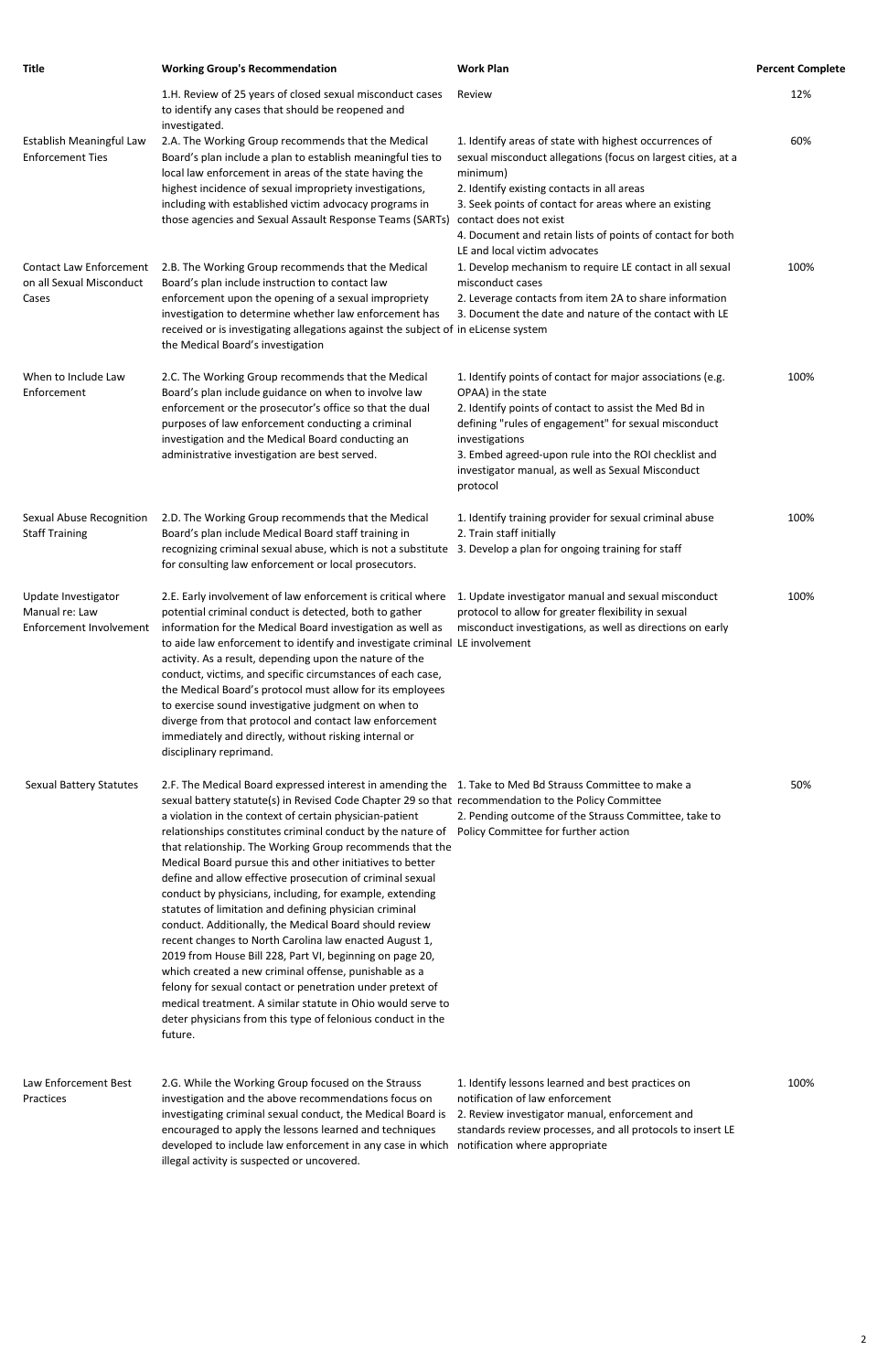| Title | Working Group's Recommendation | Work Plan | Percent Complete |
|---|---|---|---|
| | 1.H. Review of 25 years of closed sexual misconduct cases to identify any cases that should be reopened and investigated. | Review | 12% |
| Establish Meaningful Law Enforcement Ties | 2.A. The Working Group recommends that the Medical Board's plan include a plan to establish meaningful ties to local law enforcement in areas of the state having the highest incidence of sexual impropriety investigations, including with established victim advocacy programs in those agencies and Sexual Assault Response Teams (SARTs) | 1. Identify areas of state with highest occurrences of sexual misconduct allegations (focus on largest cities, at a minimum)<br>2. Identify existing contacts in all areas<br>3. Seek points of contact for areas where an existing contact does not exist<br>4. Document and retain lists of points of contact for both LE and local victim advocates | 60% |
| Contact Law Enforcement on all Sexual Misconduct Cases | 2.B. The Working Group recommends that the Medical Board's plan include instruction to contact law enforcement upon the opening of a sexual impropriety investigation to determine whether law enforcement has received or is investigating allegations against the subject of the Medical Board's investigation | 1. Develop mechanism to require LE contact in all sexual misconduct cases<br>2. Leverage contacts from item 2A to share information<br>3. Document the date and nature of the contact with LE in eLicense system | 100% |
| When to Include Law Enforcement | 2.C. The Working Group recommends that the Medical Board's plan include guidance on when to involve law enforcement or the prosecutor's office so that the dual purposes of law enforcement conducting a criminal investigation and the Medical Board conducting an administrative investigation are best served. | 1. Identify points of contact for major associations (e.g. OPAA) in the state<br>2. Identify points of contact to assist the Med Bd in defining "rules of engagement" for sexual misconduct investigations<br>3. Embed agreed-upon rule into the ROI checklist and investigator manual, as well as Sexual Misconduct protocol | 100% |
| Sexual Abuse Recognition Staff Training | 2.D. The Working Group recommends that the Medical Board's plan include Medical Board staff training in recognizing criminal sexual abuse, which is not a substitute for consulting law enforcement or local prosecutors. | 1. Identify training provider for sexual criminal abuse<br>2. Train staff initially<br>3. Develop a plan for ongoing training for staff | 100% |
| Update Investigator Manual re: Law Enforcement Involvement | 2.E. Early involvement of law enforcement is critical where potential criminal conduct is detected, both to gather information for the Medical Board investigation as well as to aide law enforcement to identify and investigate criminal activity. As a result, depending upon the nature of the conduct, victims, and specific circumstances of each case, the Medical Board's protocol must allow for its employees to exercise sound investigative judgment on when to diverge from that protocol and contact law enforcement immediately and directly, without risking internal or disciplinary reprimand. | 1. Update investigator manual and sexual misconduct protocol to allow for greater flexibility in sexual misconduct investigations, as well as directions on early LE involvement | 100% |
| Sexual Battery Statutes | 2.F. The Medical Board expressed interest in amending the sexual battery statute(s) in Revised Code Chapter 29 so that a violation in the context of certain physician-patient relationships constitutes criminal conduct by the nature of that relationship. The Working Group recommends that the Medical Board pursue this and other initiatives to better define and allow effective prosecution of criminal sexual conduct by physicians, including, for example, extending statutes of limitation and defining physician criminal conduct. Additionally, the Medical Board should review recent changes to North Carolina law enacted August 1, 2019 from House Bill 228, Part VI, beginning on page 20, which created a new criminal offense, punishable as a felony for sexual contact or penetration under pretext of medical treatment. A similar statute in Ohio would serve to deter physicians from this type of felonious conduct in the future. | 1. Take to Med Bd Strauss Committee to make a recommendation to the Policy Committee<br>2. Pending outcome of the Strauss Committee, take to Policy Committee for further action | 50% |
| Law Enforcement Best Practices | 2.G. While the Working Group focused on the Strauss investigation and the above recommendations focus on investigating criminal sexual conduct, the Medical Board is encouraged to apply the lessons learned and techniques developed to include law enforcement in any case in which illegal activity is suspected or uncovered. | 1. Identify lessons learned and best practices on notification of law enforcement<br>2. Review investigator manual, enforcement and standards review processes, and all protocols to insert LE notification where appropriate | 100% |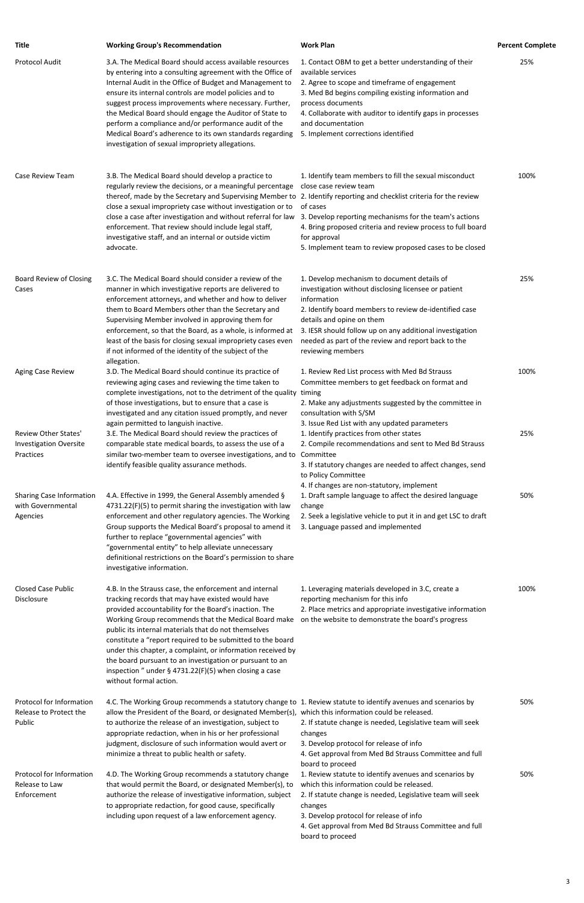| Title | Working Group's Recommendation | Work Plan | Percent Complete |
| --- | --- | --- | --- |
| Protocol Audit | 3.A. The Medical Board should access available resources by entering into a consulting agreement with the Office of Internal Audit in the Office of Budget and Management to ensure its internal controls are model policies and to suggest process improvements where necessary. Further, the Medical Board should engage the Auditor of State to perform a compliance and/or performance audit of the Medical Board's adherence to its own standards regarding investigation of sexual impropriety allegations. | 1. Contact OBM to get a better understanding of their available services<br>2. Agree to scope and timeframe of engagement<br>3. Med Bd begins compiling existing information and process documents<br>4. Collaborate with auditor to identify gaps in processes and documentation<br>5. Implement corrections identified | 25% |
| Case Review Team | 3.B. The Medical Board should develop a practice to regularly review the decisions, or a meaningful percentage thereof, made by the Secretary and Supervising Member to close a sexual impropriety case without investigation or to close a case after investigation and without referral for law enforcement. That review should include legal staff, investigative staff, and an internal or outside victim advocate. | 1. Identify team members to fill the sexual misconduct close case review team<br>2. Identify reporting and checklist criteria for the review of cases<br>3. Develop reporting mechanisms for the team's actions<br>4. Bring proposed criteria and review process to full board for approval<br>5. Implement team to review proposed cases to be closed | 100% |
| Board Review of Closing Cases | 3.C. The Medical Board should consider a review of the manner in which investigative reports are delivered to enforcement attorneys, and whether and how to deliver them to Board Members other than the Secretary and Supervising Member involved in approving them for enforcement, so that the Board, as a whole, is informed at least of the basis for closing sexual impropriety cases even if not informed of the identity of the subject of the allegation. | 1. Develop mechanism to document details of investigation without disclosing licensee or patient information<br>2. Identify board members to review de-identified case details and opine on them<br>3. IESR should follow up on any additional investigation needed as part of the review and report back to the reviewing members | 25% |
| Aging Case Review | 3.D. The Medical Board should continue its practice of reviewing aging cases and reviewing the time taken to complete investigations, not to the detriment of the quality of those investigations, but to ensure that a case is investigated and any citation issued promptly, and never again permitted to languish inactive. | 1. Review Red List process with Med Bd Strauss Committee members to get feedback on format and timing<br>2. Make any adjustments suggested by the committee in consultation with S/SM<br>3. Issue Red List with any updated parameters | 100% |
| Review Other States' Investigation Oversite Practices | 3.E. The Medical Board should review the practices of comparable state medical boards, to assess the use of a similar two-member team to oversee investigations, and to identify feasible quality assurance methods. | 1. Identify practices from other states<br>2. Compile recommendations and sent to Med Bd Strauss Committee<br>3. If statutory changes are needed to affect changes, send to Policy Committee<br>4. If changes are non-statutory, implement | 25% |
| Sharing Case Information with Governmental Agencies | 4.A. Effective in 1999, the General Assembly amended § 4731.22(F)(5) to permit sharing the investigation with law enforcement and other regulatory agencies. The Working Group supports the Medical Board's proposal to amend it further to replace "governmental agencies" with "governmental entity" to help alleviate unnecessary definitional restrictions on the Board's permission to share investigative information. | 1. Draft sample language to affect the desired language change<br>2. Seek a legislative vehicle to put it in and get LSC to draft<br>3. Language passed and implemented | 50% |
| Closed Case Public Disclosure | 4.B. In the Strauss case, the enforcement and internal tracking records that may have existed would have provided accountability for the Board's inaction. The Working Group recommends that the Medical Board make public its internal materials that do not themselves constitute a "report required to be submitted to the board under this chapter, a complaint, or information received by the board pursuant to an investigation or pursuant to an inspection " under § 4731.22(F)(5) when closing a case without formal action. | 1. Leveraging materials developed in 3.C, create a reporting mechanism for this info<br>2. Place metrics and appropriate investigative information on the website to demonstrate the board's progress | 100% |
| Protocol for Information Release to Protect the Public | 4.C. The Working Group recommends a statutory change to allow the President of the Board, or designated Member(s), to authorize the release of an investigation, subject to appropriate redaction, when in his or her professional judgment, disclosure of such information would avert or minimize a threat to public health or safety. | 1. Review statute to identify avenues and scenarios by which this information could be released.<br>2. If statute change is needed, Legislative team will seek changes<br>3. Develop protocol for release of info<br>4. Get approval from Med Bd Strauss Committee and full board to proceed | 50% |
| Protocol for Information Release to Law Enforcement | 4.D. The Working Group recommends a statutory change that would permit the Board, or designated Member(s), to authorize the release of investigative information, subject to appropriate redaction, for good cause, specifically including upon request of a law enforcement agency. | 1. Review statute to identify avenues and scenarios by which this information could be released.<br>2. If statute change is needed, Legislative team will seek changes<br>3. Develop protocol for release of info<br>4. Get approval from Med Bd Strauss Committee and full board to proceed | 50% |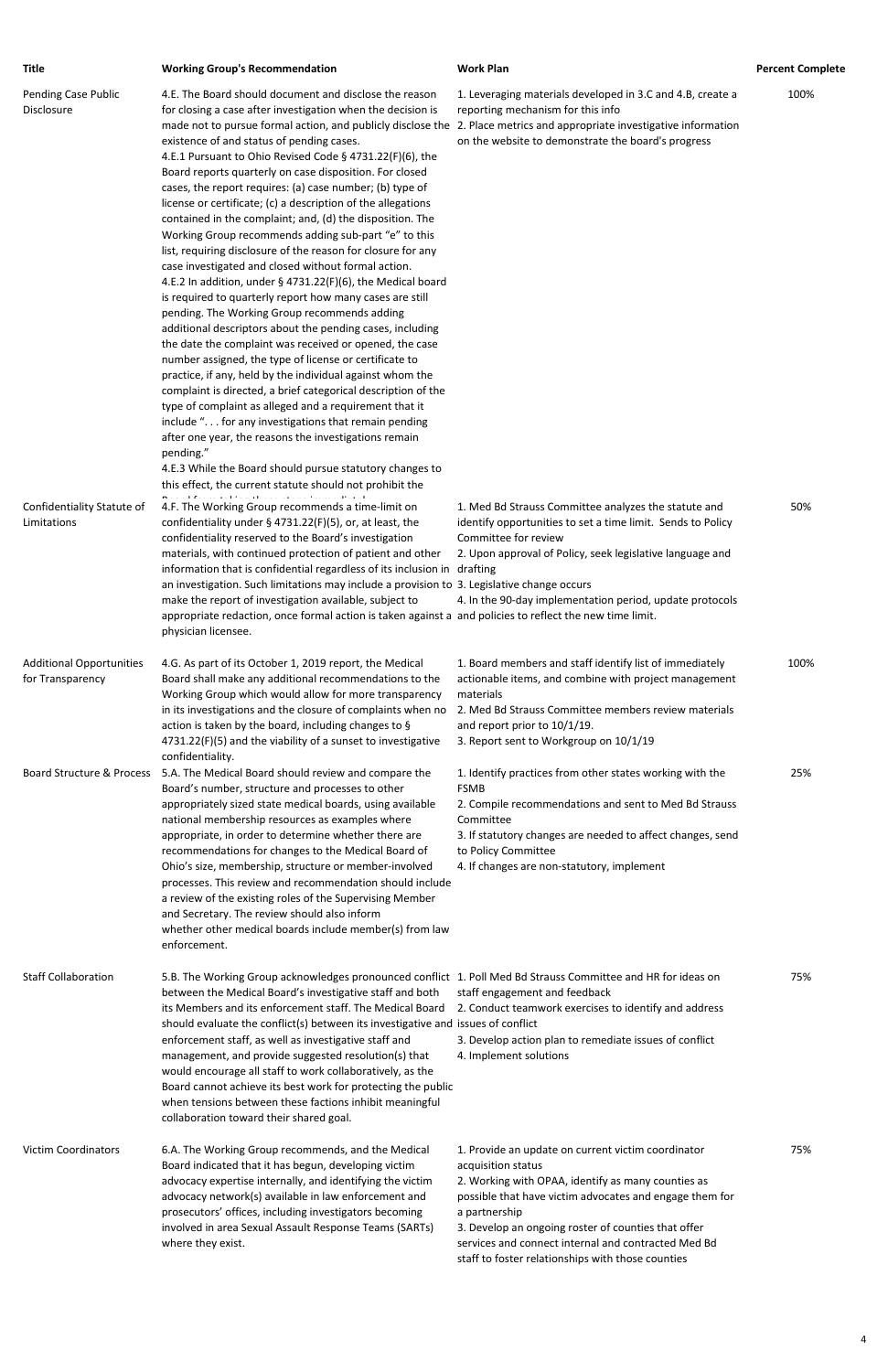| Title | Working Group's Recommendation | Work Plan | Percent Complete |
|---|---|---|---|
| Pending Case Public Disclosure | 4.E. The Board should document and disclose the reason for closing a case after investigation when the decision is made not to pursue formal action, and publicly disclose the existence of and status of pending cases.<br>4.E.1 Pursuant to Ohio Revised Code § 4731.22(F)(6), the Board reports quarterly on case disposition. For closed cases, the report requires: (a) case number; (b) type of license or certificate; (c) a description of the allegations contained in the complaint; and, (d) the disposition. The Working Group recommends adding sub-part "e" to this list, requiring disclosure of the reason for closure for any case investigated and closed without formal action.<br>4.E.2 In addition, under § 4731.22(F)(6), the Medical board is required to quarterly report how many cases are still pending. The Working Group recommends adding additional descriptors about the pending cases, including the date the complaint was received or opened, the case number assigned, the type of license or certificate to practice, if any, held by the individual against whom the complaint is directed, a brief categorical description of the type of complaint as alleged and a requirement that it include ". . . for any investigations that remain pending after one year, the reasons the investigations remain pending."<br>4.E.3 While the Board should pursue statutory changes to this effect, the current statute should not prohibit the | 1. Leveraging materials developed in 3.C and 4.B, create a reporting mechanism for this info<br>2. Place metrics and appropriate investigative information on the website to demonstrate the board's progress | 100% |
| Confidentiality Statute of Limitations | 4.F. The Working Group recommends a time-limit on confidentiality under § 4731.22(F)(5), or, at least, the confidentiality reserved to the Board's investigation materials, with continued protection of patient and other information that is confidential regardless of its inclusion in an investigation. Such limitations may include a provision to make the report of investigation available, subject to appropriate redaction, once formal action is taken against a physician licensee. | 1. Med Bd Strauss Committee analyzes the statute and identify opportunities to set a time limit. Sends to Policy Committee for review<br>2. Upon approval of Policy, seek legislative language and drafting<br>3. Legislative change occurs<br>4. In the 90-day implementation period, update protocols and policies to reflect the new time limit. | 50% |
| Additional Opportunities for Transparency | 4.G. As part of its October 1, 2019 report, the Medical Board shall make any additional recommendations to the Working Group which would allow for more transparency in its investigations and the closure of complaints when no action is taken by the board, including changes to § 4731.22(F)(5) and the viability of a sunset to investigative confidentiality. | 1. Board members and staff identify list of immediately actionable items, and combine with project management materials<br>2. Med Bd Strauss Committee members review materials and report prior to 10/1/19.<br>3. Report sent to Workgroup on 10/1/19 | 100% |
| Board Structure & Process | 5.A. The Medical Board should review and compare the Board's number, structure and processes to other appropriately sized state medical boards, using available national membership resources as examples where appropriate, in order to determine whether there are recommendations for changes to the Medical Board of Ohio's size, membership, structure or member-involved processes. This review and recommendation should include a review of the existing roles of the Supervising Member and Secretary. The review should also inform whether other medical boards include member(s) from law enforcement. | 1. Identify practices from other states working with the FSMB<br>2. Compile recommendations and sent to Med Bd Strauss Committee<br>3. If statutory changes are needed to affect changes, send to Policy Committee<br>4. If changes are non-statutory, implement | 25% |
| Staff Collaboration | 5.B. The Working Group acknowledges pronounced conflict between the Medical Board's investigative staff and both its Members and its enforcement staff. The Medical Board should evaluate the conflict(s) between its investigative and enforcement staff, as well as investigative staff and management, and provide suggested resolution(s) that would encourage all staff to work collaboratively, as the Board cannot achieve its best work for protecting the public when tensions between these factions inhibit meaningful collaboration toward their shared goal. | 1. Poll Med Bd Strauss Committee and HR for ideas on staff engagement and feedback<br>2. Conduct teamwork exercises to identify and address issues of conflict<br>3. Develop action plan to remediate issues of conflict<br>4. Implement solutions | 75% |
| Victim Coordinators | 6.A. The Working Group recommends, and the Medical Board indicated that it has begun, developing victim advocacy expertise internally, and identifying the victim advocacy network(s) available in law enforcement and prosecutors' offices, including investigators becoming involved in area Sexual Assault Response Teams (SARTs) where they exist. | 1. Provide an update on current victim coordinator acquisition status<br>2. Working with OPAA, identify as many counties as possible that have victim advocates and engage them for a partnership<br>3. Develop an ongoing roster of counties that offer services and connect internal and contracted Med Bd staff to foster relationships with those counties | 75% |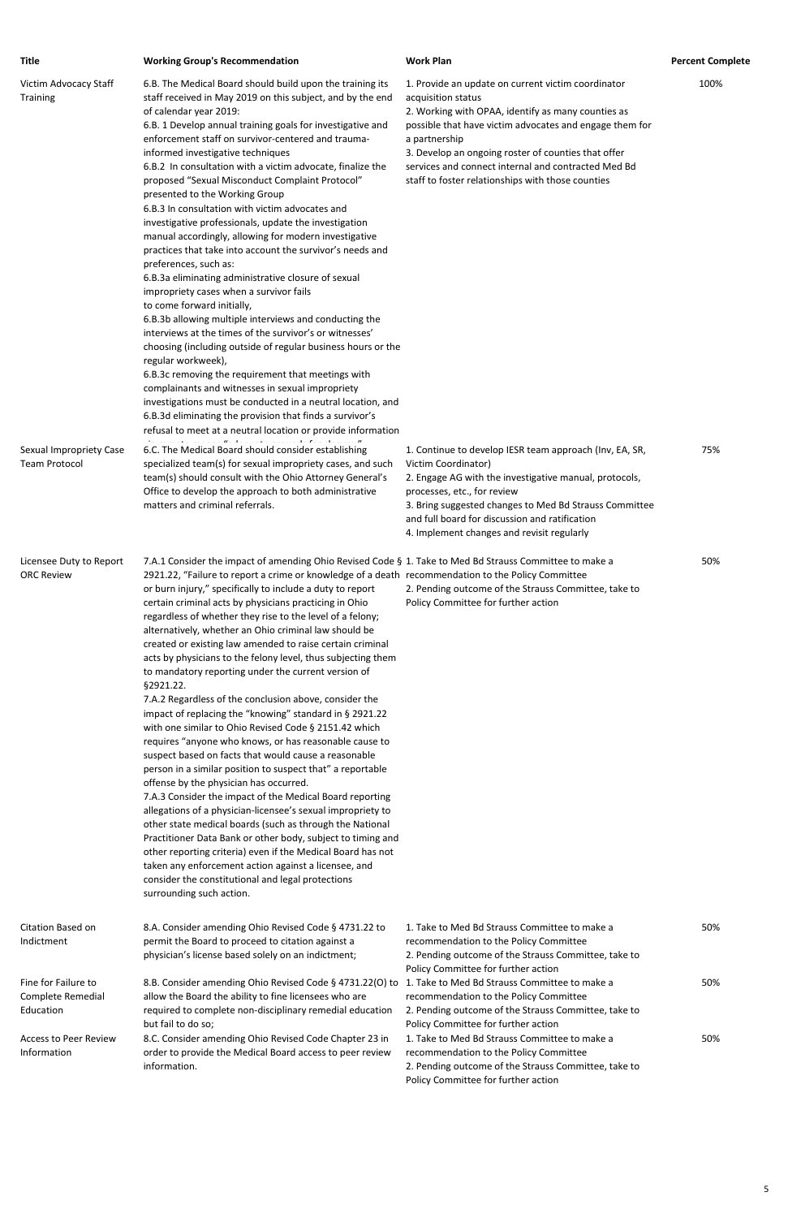| Title | Working Group's Recommendation | Work Plan | Percent Complete |
|---|---|---|---|
| Victim Advocacy Staff Training | 6.B. The Medical Board should build upon the training its staff received in May 2019 on this subject, and by the end of calendar year 2019:<br>6.B. 1 Develop annual training goals for investigative and enforcement staff on survivor-centered and trauma-informed investigative techniques<br>6.B.2 In consultation with a victim advocate, finalize the proposed "Sexual Misconduct Complaint Protocol" presented to the Working Group<br>6.B.3 In consultation with victim advocates and investigative professionals, update the investigation manual accordingly, allowing for modern investigative practices that take into account the survivor's needs and preferences, such as:<br>6.B.3a eliminating administrative closure of sexual impropriety cases when a survivor fails to come forward initially,<br>6.B.3b allowing multiple interviews and conducting the interviews at the times of the survivor's or witnesses' choosing (including outside of regular business hours or the regular workweek),<br>6.B.3c removing the requirement that meetings with complainants and witnesses in sexual impropriety investigations must be conducted in a neutral location, and<br>6.B.3d eliminating the provision that finds a survivor's refusal to meet at a neutral location or provide information | 1. Provide an update on current victim coordinator acquisition status<br>2. Working with OPAA, identify as many counties as possible that have victim advocates and engage them for a partnership<br>3. Develop an ongoing roster of counties that offer services and connect internal and contracted Med Bd staff to foster relationships with those counties | 100% |
| Sexual Impropriety Case Team Protocol | 6.C. The Medical Board should consider establishing specialized team(s) for sexual improprieties cases, and such team(s) should consult with the Ohio Attorney General's Office to develop the approach to both administrative matters and criminal referrals. | 1. Continue to develop IESR team approach (Inv, EA, SR, Victim Coordinator)<br>2. Engage AG with the investigative manual, protocols, processes, etc., for review<br>3. Bring suggested changes to Med Bd Strauss Committee and full board for discussion and ratification<br>4. Implement changes and revisit regularly | 75% |
| Licensee Duty to Report ORC Review | 7.A.1 Consider the impact of amending Ohio Revised Code § 2921.22, "Failure to report a crime or knowledge of a death or burn injury," specifically to include a duty to report certain criminal acts by physicians practicing in Ohio regardless of whether they rise to the level of a felony; alternatively, whether an Ohio criminal law should be created or existing law amended to raise certain criminal acts by physicians to the felony level, thus subjecting them to mandatory reporting under the current version of §2921.22.<br>7.A.2 Regardless of the conclusion above, consider the impact of replacing the "knowing" standard in § 2921.22 with one similar to Ohio Revised Code § 2151.42 which requires "anyone who knows, or has reasonable cause to suspect based on facts that would cause a reasonable person in a similar position to suspect that" a reportable offense by the physician has occurred.<br>7.A.3 Consider the impact of the Medical Board reporting allegations of a physician-licensee's sexual impropriety to other state medical boards (such as through the National Practitioner Data Bank or other body, subject to timing and other reporting criteria) even if the Medical Board has not taken any enforcement action against a licensee, and consider the constitutional and legal protections surrounding such action. | 1. Take to Med Bd Strauss Committee to make a recommendation to the Policy Committee<br>2. Pending outcome of the Strauss Committee, take to Policy Committee for further action | 50% |
| Citation Based on Indictment | 8.A. Consider amending Ohio Revised Code § 4731.22 to permit the Board to proceed to citation against a physician's license based solely on an indictment; | 1. Take to Med Bd Strauss Committee to make a recommendation to the Policy Committee<br>2. Pending outcome of the Strauss Committee, take to Policy Committee for further action | 50% |
| Fine for Failure to Complete Remedial Education | 8.B. Consider amending Ohio Revised Code § 4731.22(O) to allow the Board the ability to fine licensees who are required to complete non-disciplinary remedial education but fail to do so; | 1. Take to Med Bd Strauss Committee to make a recommendation to the Policy Committee<br>2. Pending outcome of the Strauss Committee, take to Policy Committee for further action | 50% |
| Access to Peer Review Information | 8.C. Consider amending Ohio Revised Code Chapter 23 in order to provide the Medical Board access to peer review information. | 1. Take to Med Bd Strauss Committee to make a recommendation to the Policy Committee<br>2. Pending outcome of the Strauss Committee, take to Policy Committee for further action | 50% |